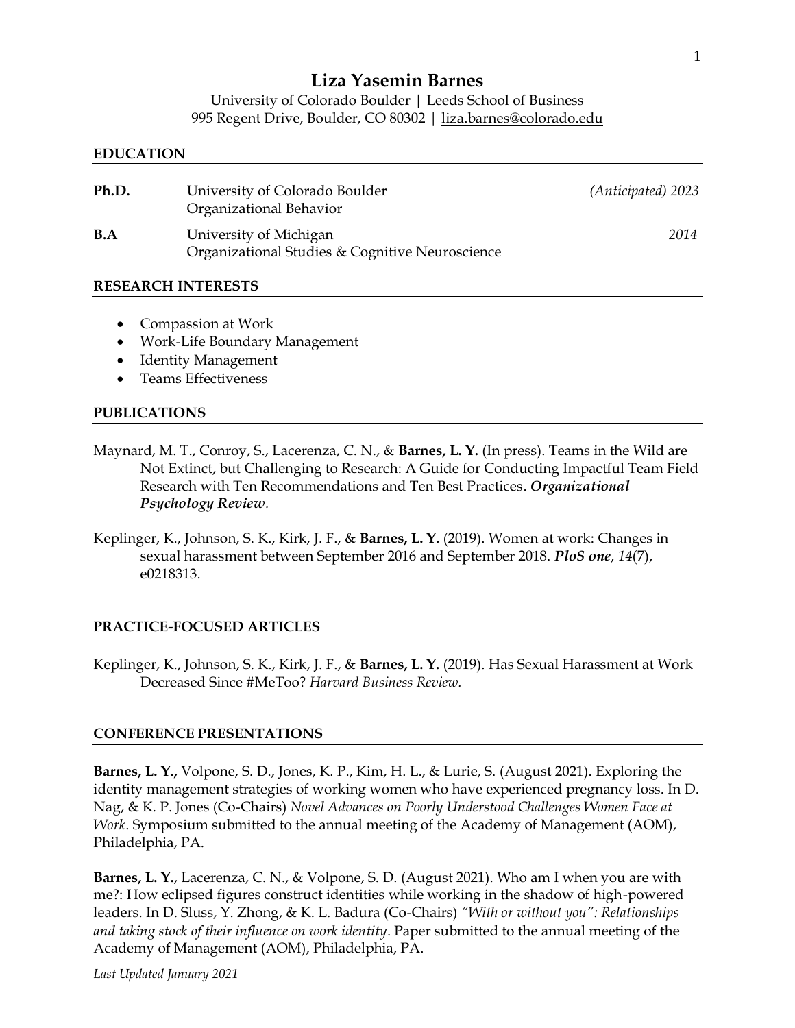# Liza Yasemin Barnes

University of Colorado Boulder | Leeds School of Business
995 Regent Drive, Boulder, CO 80302 | liza.barnes@colorado.edu

## EDUCATION

| | | |
|---|---|---|
| **Ph.D.** | University of Colorado Boulder<br>Organizational Behavior | *(Anticipated) 2023* |
| **B.A** | University of Michigan<br>Organizational Studies & Cognitive Neuroscience | *2014* |

## RESEARCH INTERESTS

- Compassion at Work
- Work-Life Boundary Management
- Identity Management
- Teams Effectiveness

## PUBLICATIONS

Maynard, M. T., Conroy, S., Lacerenza, C. N., & **Barnes, L. Y.** (In press). Teams in the Wild are Not Extinct, but Challenging to Research: A Guide for Conducting Impactful Team Field Research with Ten Recommendations and Ten Best Practices. ***Organizational Psychology Review***.

Keplinger, K., Johnson, S. K., Kirk, J. F., & **Barnes, L. Y.** (2019). Women at work: Changes in sexual harassment between September 2016 and September 2018. ***PloS one***, *14*(7), e0218313.

## PRACTICE-FOCUSED ARTICLES

Keplinger, K., Johnson, S. K., Kirk, J. F., & **Barnes, L. Y.** (2019). Has Sexual Harassment at Work Decreased Since #MeToo? *Harvard Business Review.*

## CONFERENCE PRESENTATIONS

**Barnes, L. Y.,** Volpone, S. D., Jones, K. P., Kim, H. L., & Lurie, S. (August 2021). Exploring the identity management strategies of working women who have experienced pregnancy loss. In D. Nag, & K. P. Jones (Co-Chairs) *Novel Advances on Poorly Understood Challenges Women Face at Work*. Symposium submitted to the annual meeting of the Academy of Management (AOM), Philadelphia, PA.

**Barnes, L. Y.**, Lacerenza, C. N., & Volpone, S. D. (August 2021). Who am I when you are with me?: How eclipsed figures construct identities while working in the shadow of high-powered leaders. In D. Sluss, Y. Zhong, & K. L. Badura (Co-Chairs) *"With or without you": Relationships and taking stock of their influence on work identity*. Paper submitted to the annual meeting of the Academy of Management (AOM), Philadelphia, PA.

*Last Updated January 2021*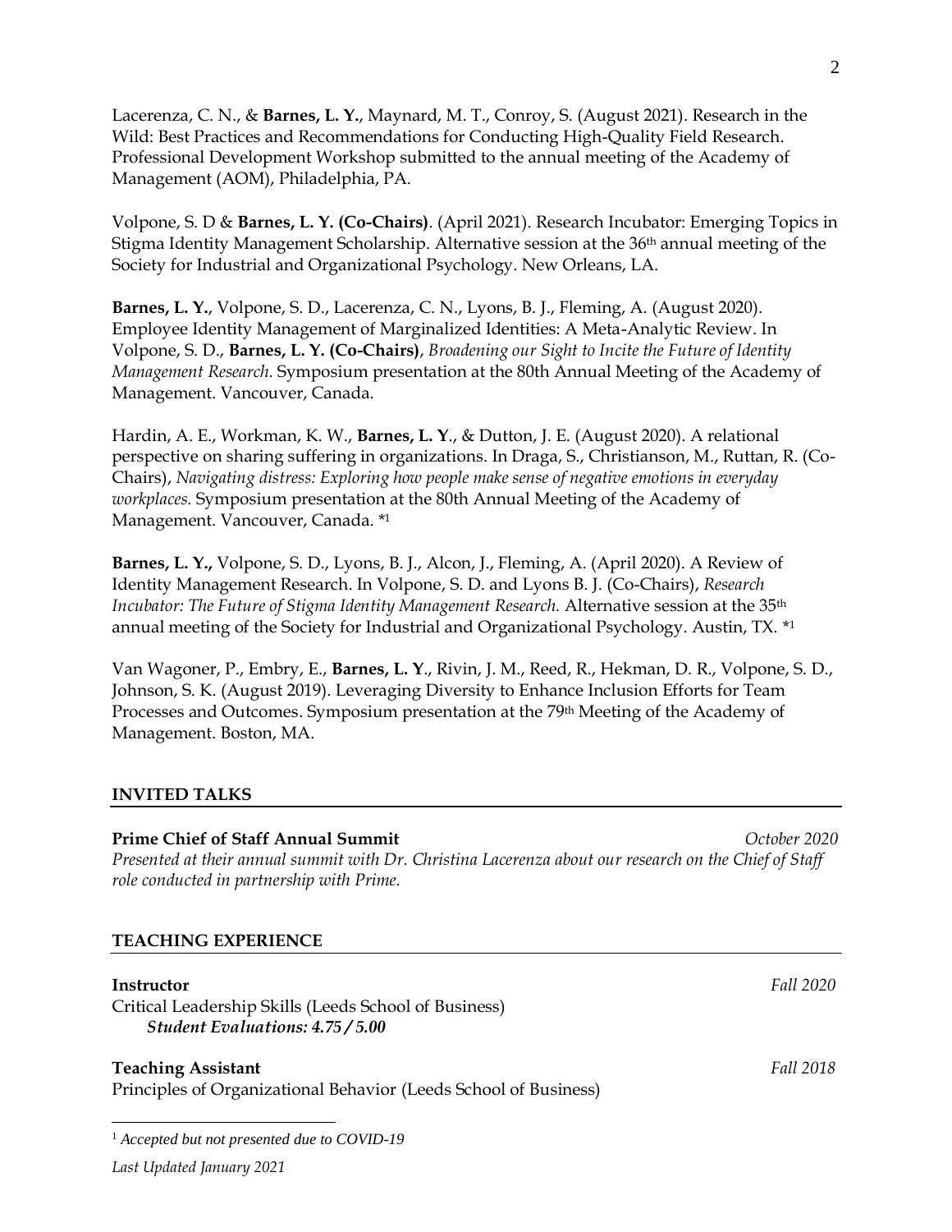Lacerenza, C. N., & **Barnes, L. Y.**, Maynard, M. T., Conroy, S. (August 2021). Research in the Wild: Best Practices and Recommendations for Conducting High-Quality Field Research. Professional Development Workshop submitted to the annual meeting of the Academy of Management (AOM), Philadelphia, PA.

Volpone, S. D & **Barnes, L. Y. (Co-Chairs)**. (April 2021). Research Incubator: Emerging Topics in Stigma Identity Management Scholarship. Alternative session at the 36th annual meeting of the Society for Industrial and Organizational Psychology. New Orleans, LA.

**Barnes, L. Y.**, Volpone, S. D., Lacerenza, C. N., Lyons, B. J., Fleming, A. (August 2020). Employee Identity Management of Marginalized Identities: A Meta-Analytic Review. In Volpone, S. D., **Barnes, L. Y. (Co-Chairs)**, *Broadening our Sight to Incite the Future of Identity Management Research.* Symposium presentation at the 80th Annual Meeting of the Academy of Management. Vancouver, Canada.

Hardin, A. E., Workman, K. W., **Barnes, L. Y**., & Dutton, J. E. (August 2020). A relational perspective on sharing suffering in organizations. In Draga, S., Christianson, M., Ruttan, R. (Co-Chairs), *Navigating distress: Exploring how people make sense of negative emotions in everyday workplaces.* Symposium presentation at the 80th Annual Meeting of the Academy of Management. Vancouver, Canada. *[1]

**Barnes, L. Y.,** Volpone, S. D., Lyons, B. J., Alcon, J., Fleming, A. (April 2020). A Review of Identity Management Research. In Volpone, S. D. and Lyons B. J. (Co-Chairs), *Research Incubator: The Future of Stigma Identity Management Research.* Alternative session at the 35th annual meeting of the Society for Industrial and Organizational Psychology. Austin, TX. *[1]

Van Wagoner, P., Embry, E., **Barnes, L. Y**., Rivin, J. M., Reed, R., Hekman, D. R., Volpone, S. D., Johnson, S. K. (August 2019). Leveraging Diversity to Enhance Inclusion Efforts for Team Processes and Outcomes. Symposium presentation at the 79th Meeting of the Academy of Management. Boston, MA.

## INVITED TALKS

**Prime Chief of Staff Annual Summit** *October 2020*
*Presented at their annual summit with Dr. Christina Lacerenza about our research on the Chief of Staff role conducted in partnership with Prime.*

## TEACHING EXPERIENCE

**Instructor** *Fall 2020*
Critical Leadership Skills (Leeds School of Business)
***Student Evaluations: 4.75 / 5.00***

**Teaching Assistant** *Fall 2018*
Principles of Organizational Behavior (Leeds School of Business)

[1] *Accepted but not presented due to COVID-19*

*Last Updated January 2021*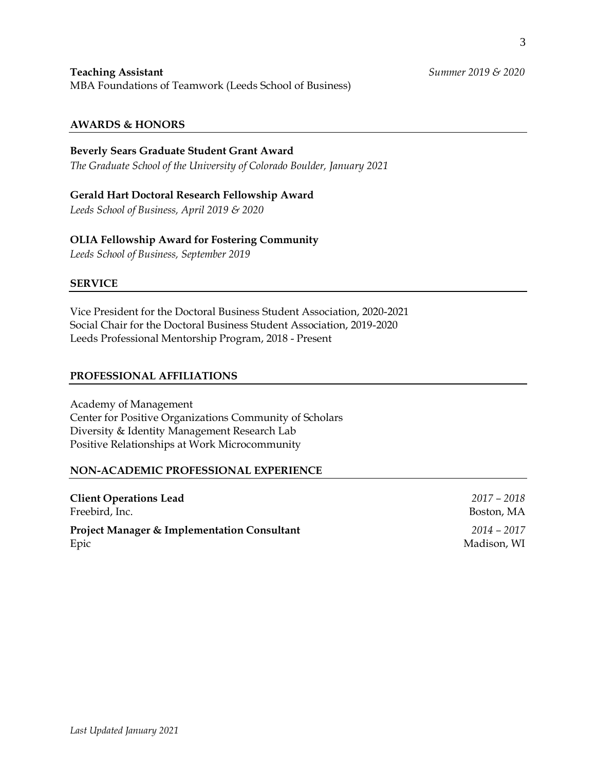**Teaching Assistant** *Summer 2019 & 2020*
MBA Foundations of Teamwork (Leeds School of Business)

## AWARDS & HONORS

**Beverly Sears Graduate Student Grant Award**
*The Graduate School of the University of Colorado Boulder, January 2021*

**Gerald Hart Doctoral Research Fellowship Award**
*Leeds School of Business, April 2019 & 2020*

**OLIA Fellowship Award for Fostering Community**
*Leeds School of Business, September 2019*

## SERVICE

Vice President for the Doctoral Business Student Association, 2020-2021
Social Chair for the Doctoral Business Student Association, 2019-2020
Leeds Professional Mentorship Program, 2018 - Present

## PROFESSIONAL AFFILIATIONS

Academy of Management
Center for Positive Organizations Community of Scholars
Diversity & Identity Management Research Lab
Positive Relationships at Work Microcommunity

## NON-ACADEMIC PROFESSIONAL EXPERIENCE

**Client Operations Lead** *2017 – 2018*
Freebird, Inc. Boston, MA

**Project Manager & Implementation Consultant** *2014 – 2017*
Epic Madison, WI

*Last Updated January 2021*